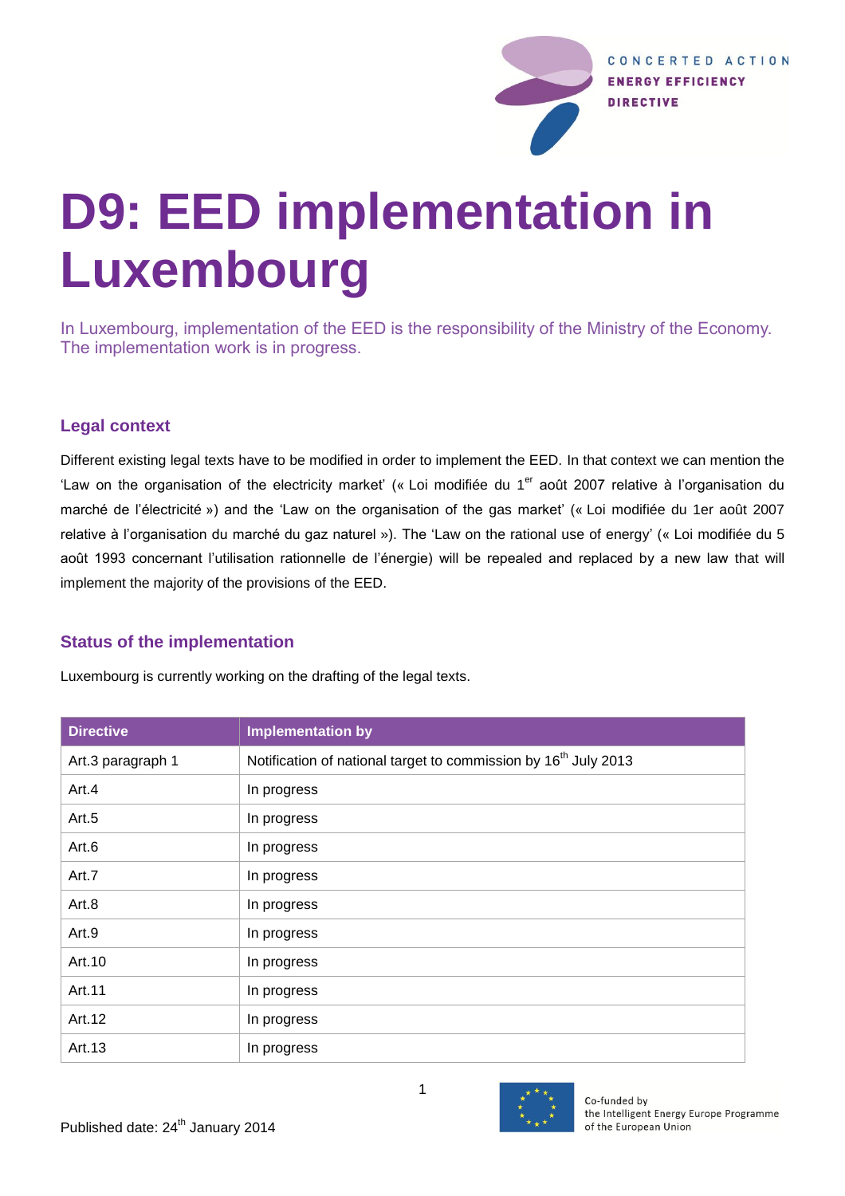# D9: EED implementation in Luxembourg

In Luxembourg, implementation of the EED is the responsibility of the Ministry of the Economy. The implementation work is in progress.

## Legal context

Different existing legal texts have to be modified in order to implement the EED. In that context we can mention the 'Law on the organisation of the electricity market' (« Loi modifiée du 1er août 2007 relative à l'organisation du marché de l'électricité ») and the 'Law on the organisation of the gas market' (« Loi modifiée du 1er août 2007 relative à l'organisation du marché du gaz naturel »). The 'Law on the rational use of energy' (« Loi modifiée du 5 août 1993 concernant l'utilisation rationnelle de l'énergie) will be repealed and replaced by a new law that will implement the majority of the provisions of the EED.

## Status of the implementation

Luxembourg is currently working on the drafting of the legal texts.

| Directive | Implementation by |
|---|---|
| Art.3 paragraph 1 | Notification of national target to commission by 16th July 2013 |
| Art.4 | In progress |
| Art.5 | In progress |
| Art.6 | In progress |
| Art.7 | In progress |
| Art.8 | In progress |
| Art.9 | In progress |
| Art.10 | In progress |
| Art.11 | In progress |
| Art.12 | In progress |
| Art.13 | In progress |

Published date: 24th January 2014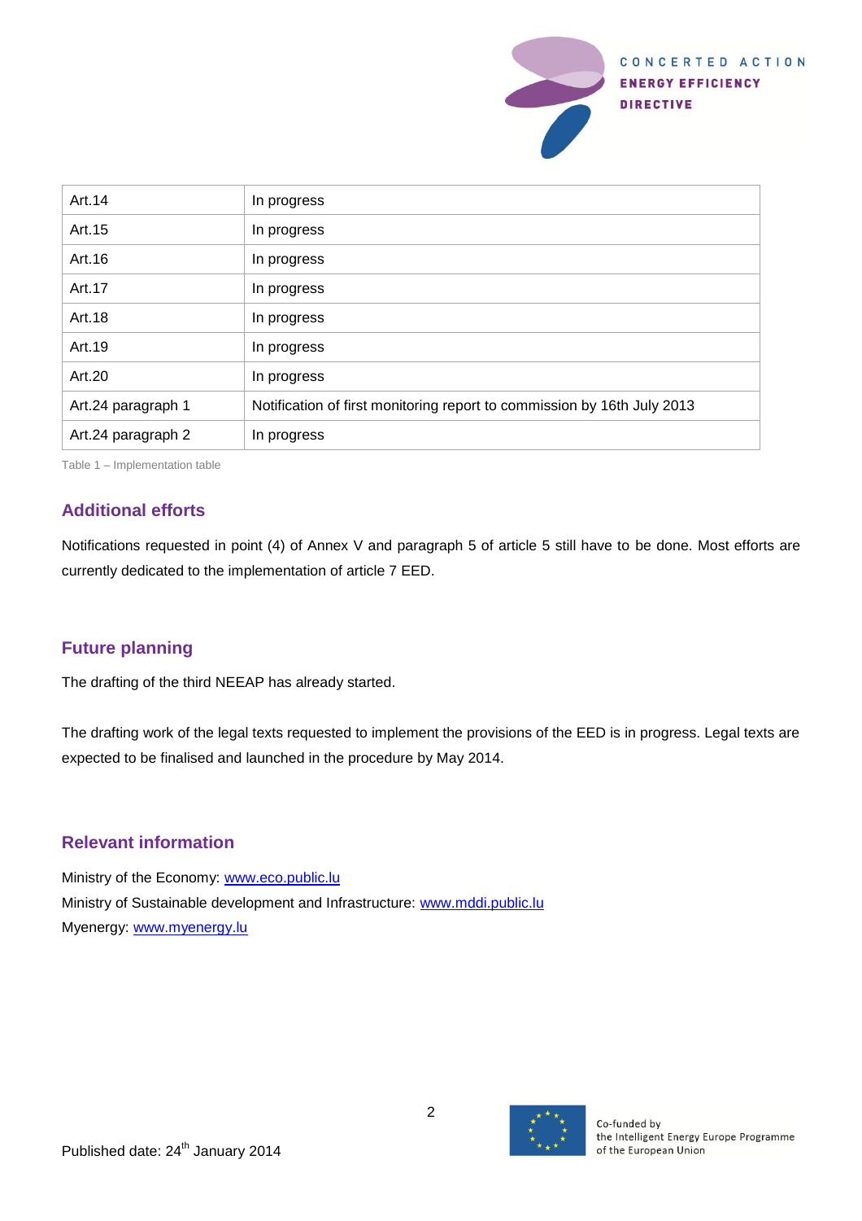| | |
|---|---|
| Art.14 | In progress |
| Art.15 | In progress |
| Art.16 | In progress |
| Art.17 | In progress |
| Art.18 | In progress |
| Art.19 | In progress |
| Art.20 | In progress |
| Art.24 paragraph 1 | Notification of first monitoring report to commission by 16th July 2013 |
| Art.24 paragraph 2 | In progress |

Table 1 – Implementation table

## Additional efforts

Notifications requested in point (4) of Annex V and paragraph 5 of article 5 still have to be done. Most efforts are currently dedicated to the implementation of article 7 EED.

## Future planning

The drafting of the third NEEAP has already started.

The drafting work of the legal texts requested to implement the provisions of the EED is in progress. Legal texts are expected to be finalised and launched in the procedure by May 2014.

## Relevant information

Ministry of the Economy: [www.eco.public.lu](http://www.eco.public.lu)
Ministry of Sustainable development and Infrastructure: [www.mddi.public.lu](http://www.mddi.public.lu)
Myenergy: [www.myenergy.lu](http://www.myenergy.lu)

Published date: 24th January 2014